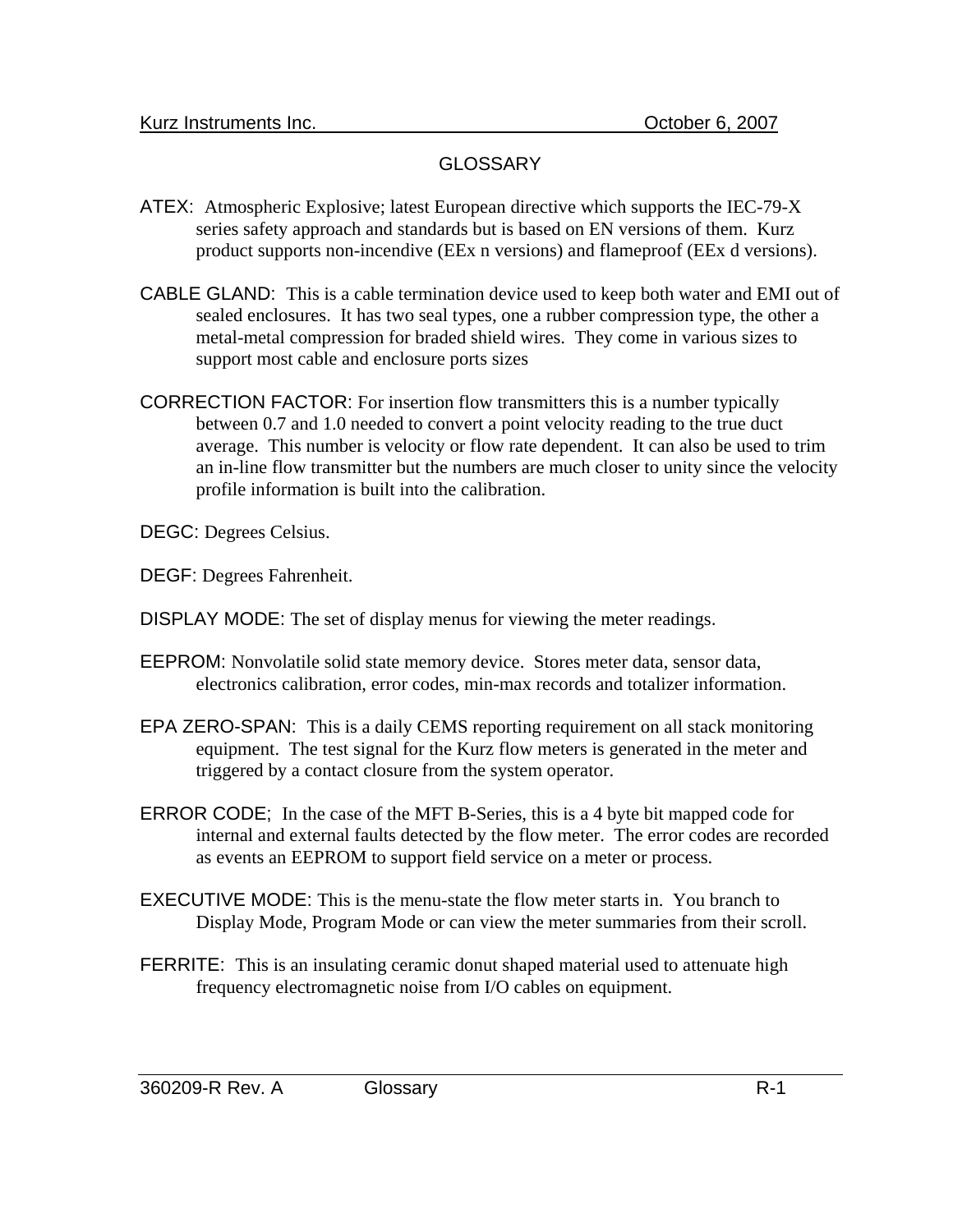# GLOSSARY

**ATEX**: Atmospheric Explosive; latest European directive which supports the IEC-79-X series safety approach and standards but is based on EN versions of them. Kurz product supports non-incendive (EEx n versions) and flameproof (EEx d versions).

**CABLE GLAND**: This is a cable termination device used to keep both water and EMI out of sealed enclosures. It has two seal types, one a rubber compression type, the other a metal-metal compression for braded shield wires. They come in various sizes to support most cable and enclosure ports sizes

**CORRECTION FACTOR**: For insertion flow transmitters this is a number typically between 0.7 and 1.0 needed to convert a point velocity reading to the true duct average. This number is velocity or flow rate dependent. It can also be used to trim an in-line flow transmitter but the numbers are much closer to unity since the velocity profile information is built into the calibration.

**DEGC**: Degrees Celsius.

**DEGF**: Degrees Fahrenheit.

**DISPLAY MODE**: The set of display menus for viewing the meter readings.

**EEPROM**: Nonvolatile solid state memory device. Stores meter data, sensor data, electronics calibration, error codes, min-max records and totalizer information.

**EPA ZERO-SPAN**: This is a daily CEMS reporting requirement on all stack monitoring equipment. The test signal for the Kurz flow meters is generated in the meter and triggered by a contact closure from the system operator.

**ERROR CODE**; In the case of the MFT B-Series, this is a 4 byte bit mapped code for internal and external faults detected by the flow meter. The error codes are recorded as events an EEPROM to support field service on a meter or process.

**EXECUTIVE MODE**: This is the menu-state the flow meter starts in. You branch to Display Mode, Program Mode or can view the meter summaries from their scroll.

**FERRITE**: This is an insulating ceramic donut shaped material used to attenuate high frequency electromagnetic noise from I/O cables on equipment.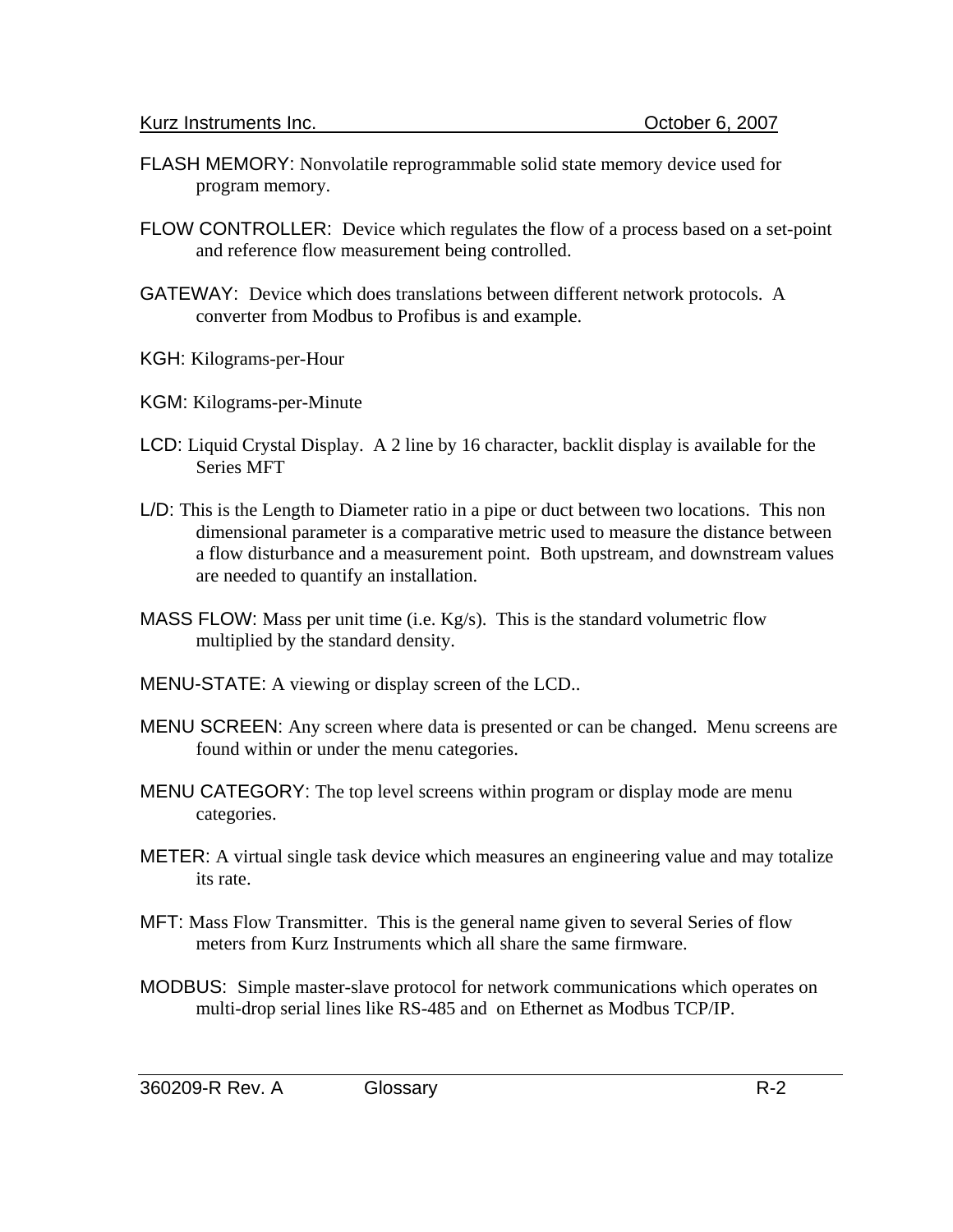FLASH MEMORY: Nonvolatile reprogrammable solid state memory device used for program memory.

FLOW CONTROLLER: Device which regulates the flow of a process based on a set-point and reference flow measurement being controlled.

GATEWAY: Device which does translations between different network protocols. A converter from Modbus to Profibus is and example.

KGH: Kilograms-per-Hour

KGM: Kilograms-per-Minute

LCD: Liquid Crystal Display. A 2 line by 16 character, backlit display is available for the Series MFT

L/D: This is the Length to Diameter ratio in a pipe or duct between two locations. This non dimensional parameter is a comparative metric used to measure the distance between a flow disturbance and a measurement point. Both upstream, and downstream values are needed to quantify an installation.

MASS FLOW: Mass per unit time (i.e. Kg/s). This is the standard volumetric flow multiplied by the standard density.

MENU-STATE: A viewing or display screen of the LCD..

MENU SCREEN: Any screen where data is presented or can be changed. Menu screens are found within or under the menu categories.

MENU CATEGORY: The top level screens within program or display mode are menu categories.

METER: A virtual single task device which measures an engineering value and may totalize its rate.

MFT: Mass Flow Transmitter. This is the general name given to several Series of flow meters from Kurz Instruments which all share the same firmware.

MODBUS: Simple master-slave protocol for network communications which operates on multi-drop serial lines like RS-485 and on Ethernet as Modbus TCP/IP.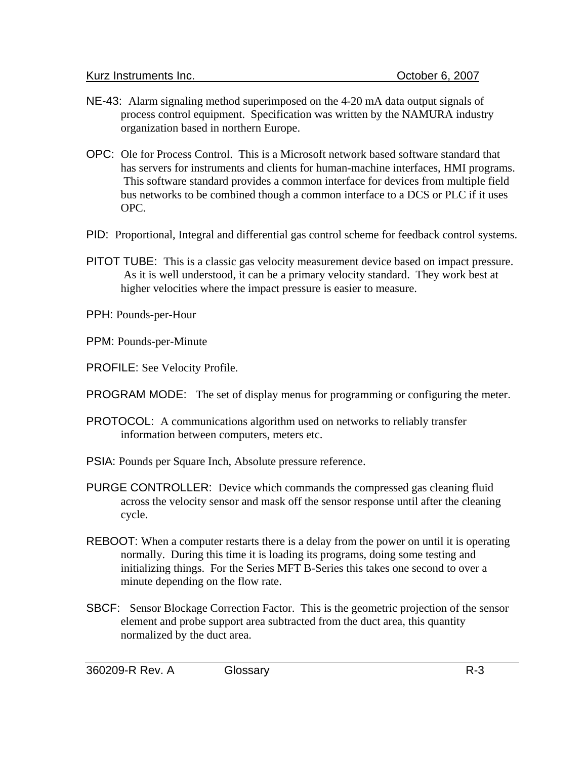**NE-43**: Alarm signaling method superimposed on the 4-20 mA data output signals of process control equipment. Specification was written by the NAMURA industry organization based in northern Europe.

**OPC**: Ole for Process Control. This is a Microsoft network based software standard that has servers for instruments and clients for human-machine interfaces, HMI programs. This software standard provides a common interface for devices from multiple field bus networks to be combined though a common interface to a DCS or PLC if it uses OPC.

**PID**: Proportional, Integral and differential gas control scheme for feedback control systems.

**PITOT TUBE**: This is a classic gas velocity measurement device based on impact pressure. As it is well understood, it can be a primary velocity standard. They work best at higher velocities where the impact pressure is easier to measure.

**PPH**: Pounds-per-Hour

**PPM**: Pounds-per-Minute

**PROFILE**: See Velocity Profile.

**PROGRAM MODE**: The set of display menus for programming or configuring the meter.

**PROTOCOL**: A communications algorithm used on networks to reliably transfer information between computers, meters etc.

**PSIA**: Pounds per Square Inch, Absolute pressure reference.

**PURGE CONTROLLER**: Device which commands the compressed gas cleaning fluid across the velocity sensor and mask off the sensor response until after the cleaning cycle.

**REBOOT**: When a computer restarts there is a delay from the power on until it is operating normally. During this time it is loading its programs, doing some testing and initializing things. For the Series MFT B-Series this takes one second to over a minute depending on the flow rate.

**SBCF**: Sensor Blockage Correction Factor. This is the geometric projection of the sensor element and probe support area subtracted from the duct area, this quantity normalized by the duct area.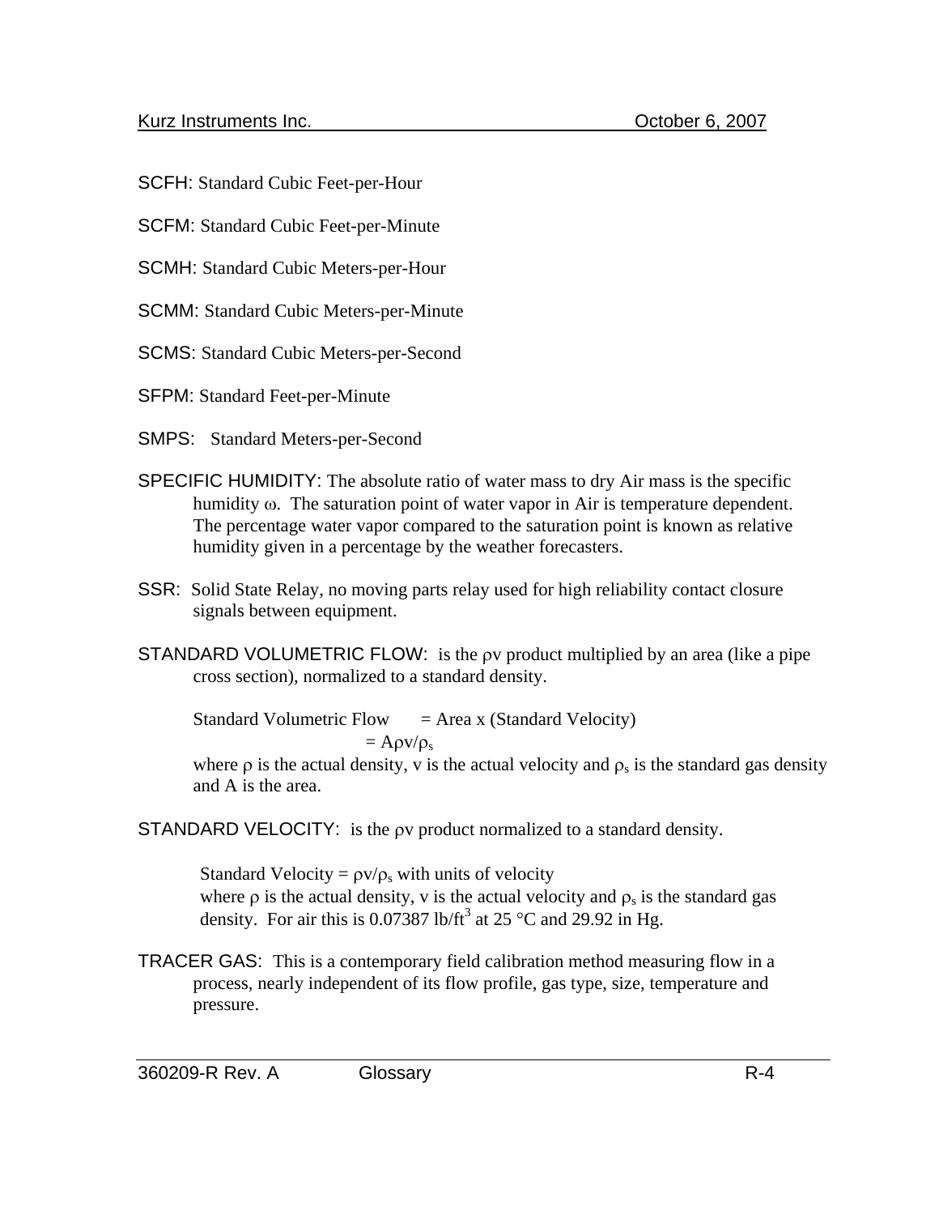**SCFH**: Standard Cubic Feet-per-Hour

**SCFM**: Standard Cubic Feet-per-Minute

**SCMH**: Standard Cubic Meters-per-Hour

**SCMM**: Standard Cubic Meters-per-Minute

**SCMS**: Standard Cubic Meters-per-Second

**SFPM**: Standard Feet-per-Minute

**SMPS**: Standard Meters-per-Second

**SPECIFIC HUMIDITY**: The absolute ratio of water mass to dry Air mass is the specific humidity $\omega$. The saturation point of water vapor in Air is temperature dependent. The percentage water vapor compared to the saturation point is known as relative humidity given in a percentage by the weather forecasters.

**SSR**: Solid State Relay, no moving parts relay used for high reliability contact closure signals between equipment.

**STANDARD VOLUMETRIC FLOW**: is the $\rho v$ product multiplied by an area (like a pipe cross section), normalized to a standard density.

$$\text{Standard Volumetric Flow} = \text{Area x (Standard Velocity)} = A\rho v/\rho_s$$

where $\rho$ is the actual density, v is the actual velocity and $\rho_s$ is the standard gas density and A is the area.

**STANDARD VELOCITY**: is the $\rho v$ product normalized to a standard density.

Standard Velocity = $\rho v/\rho_s$ with units of velocity
where $\rho$ is the actual density, v is the actual velocity and $\rho_s$ is the standard gas density. For air this is 0.07387 lb/ft$^3$ at 25 °C and 29.92 in Hg.

**TRACER GAS**: This is a contemporary field calibration method measuring flow in a process, nearly independent of its flow profile, gas type, size, temperature and pressure.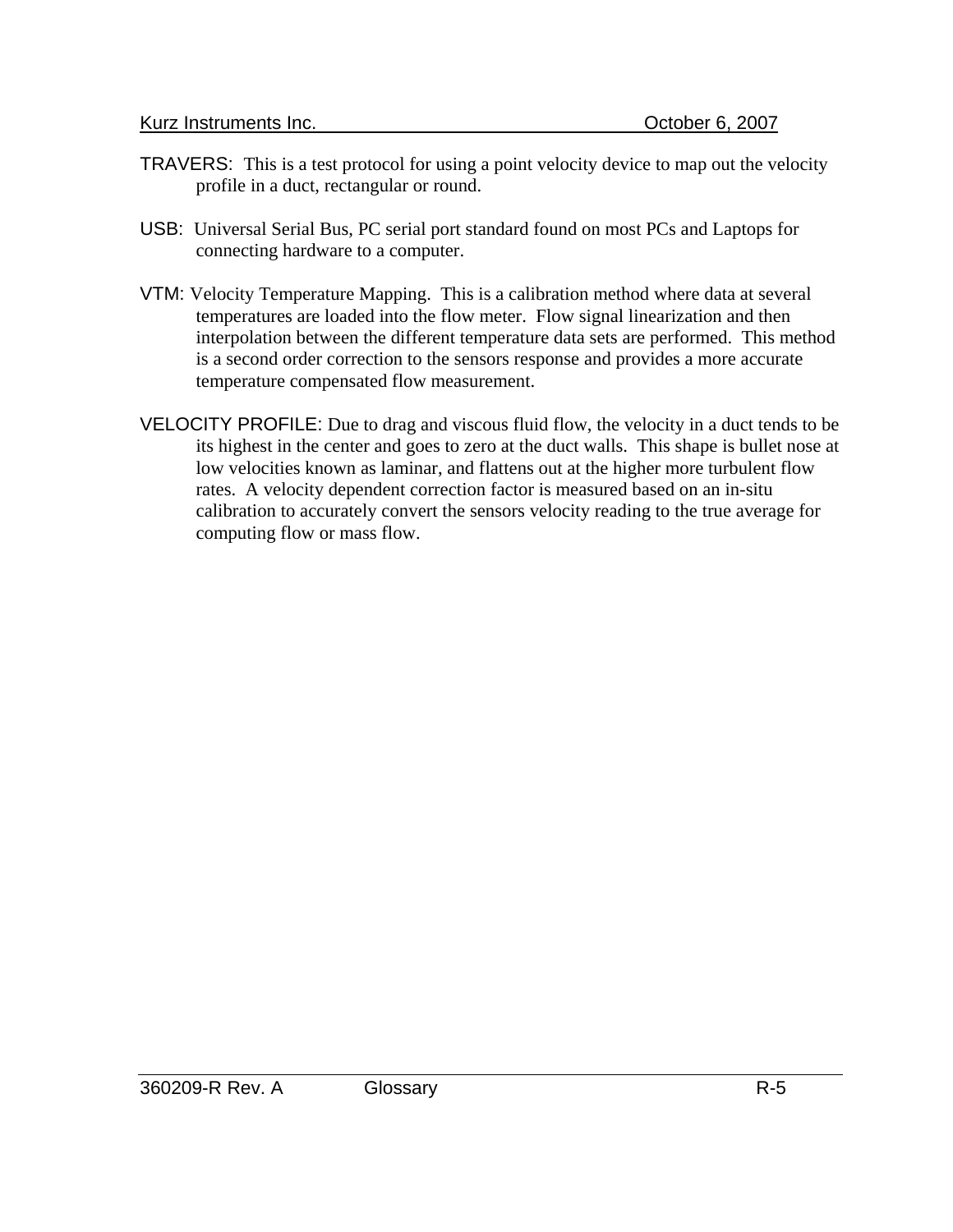TRAVERS: This is a test protocol for using a point velocity device to map out the velocity profile in a duct, rectangular or round.

USB: Universal Serial Bus, PC serial port standard found on most PCs and Laptops for connecting hardware to a computer.

VTM: Velocity Temperature Mapping. This is a calibration method where data at several temperatures are loaded into the flow meter. Flow signal linearization and then interpolation between the different temperature data sets are performed. This method is a second order correction to the sensors response and provides a more accurate temperature compensated flow measurement.

VELOCITY PROFILE: Due to drag and viscous fluid flow, the velocity in a duct tends to be its highest in the center and goes to zero at the duct walls. This shape is bullet nose at low velocities known as laminar, and flattens out at the higher more turbulent flow rates. A velocity dependent correction factor is measured based on an in-situ calibration to accurately convert the sensors velocity reading to the true average for computing flow or mass flow.